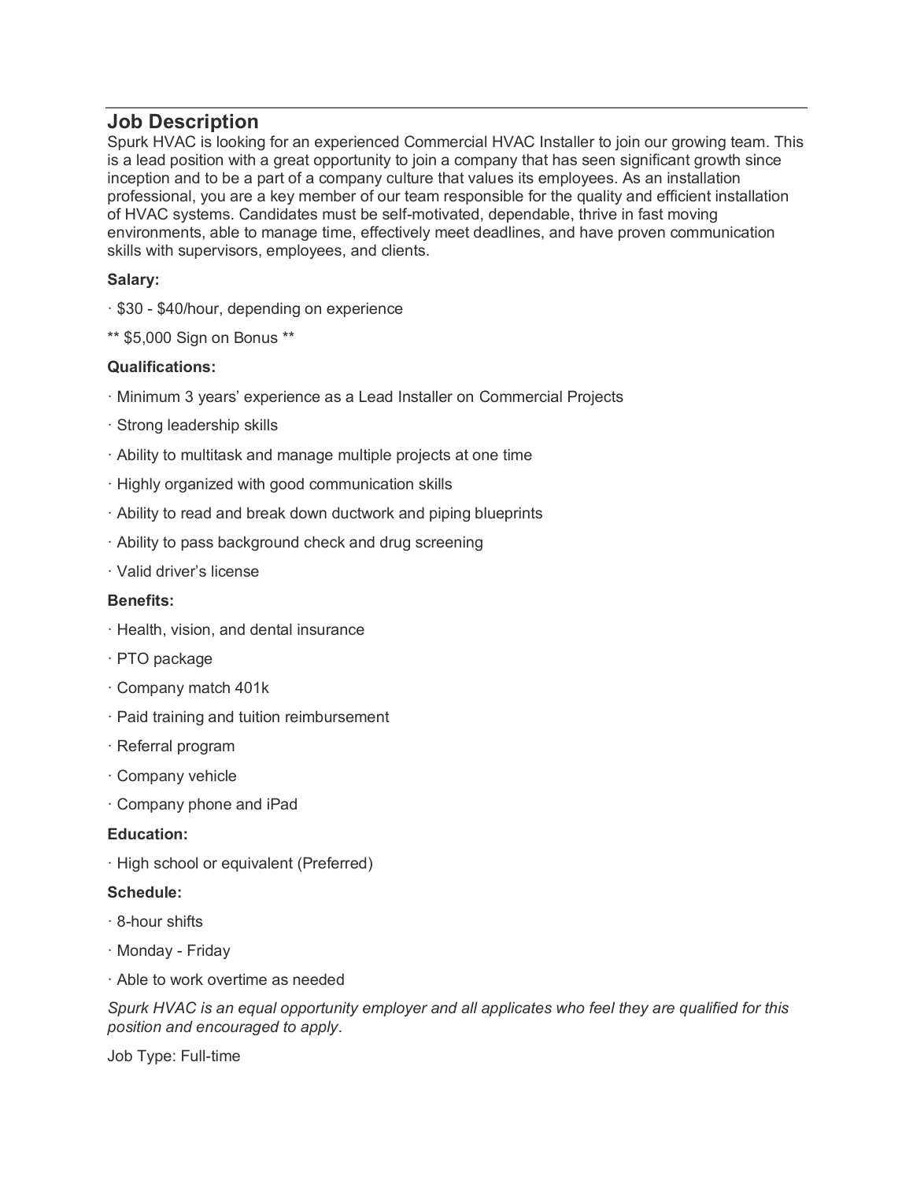## Job Description

Spurk HVAC is looking for an experienced Commercial HVAC Installer to join our growing team. This is a lead position with a great opportunity to join a company that has seen significant growth since inception and to be a part of a company culture that values its employees. As an installation professional, you are a key member of our team responsible for the quality and efficient installation of HVAC systems. Candidates must be self-motivated, dependable, thrive in fast moving environments, able to manage time, effectively meet deadlines, and have proven communication skills with supervisors, employees, and clients.

**Salary:**

· $30 - $40/hour, depending on experience

** $5,000 Sign on Bonus **

**Qualifications:**

· Minimum 3 years' experience as a Lead Installer on Commercial Projects

· Strong leadership skills

· Ability to multitask and manage multiple projects at one time

· Highly organized with good communication skills

· Ability to read and break down ductwork and piping blueprints

· Ability to pass background check and drug screening

· Valid driver's license

**Benefits:**

· Health, vision, and dental insurance

· PTO package

· Company match 401k

· Paid training and tuition reimbursement

· Referral program

· Company vehicle

· Company phone and iPad

**Education:**

· High school or equivalent (Preferred)

**Schedule:**

· 8-hour shifts

· Monday - Friday

· Able to work overtime as needed

*Spurk HVAC is an equal opportunity employer and all applicates who feel they are qualified for this position and encouraged to apply*.

Job Type: Full-time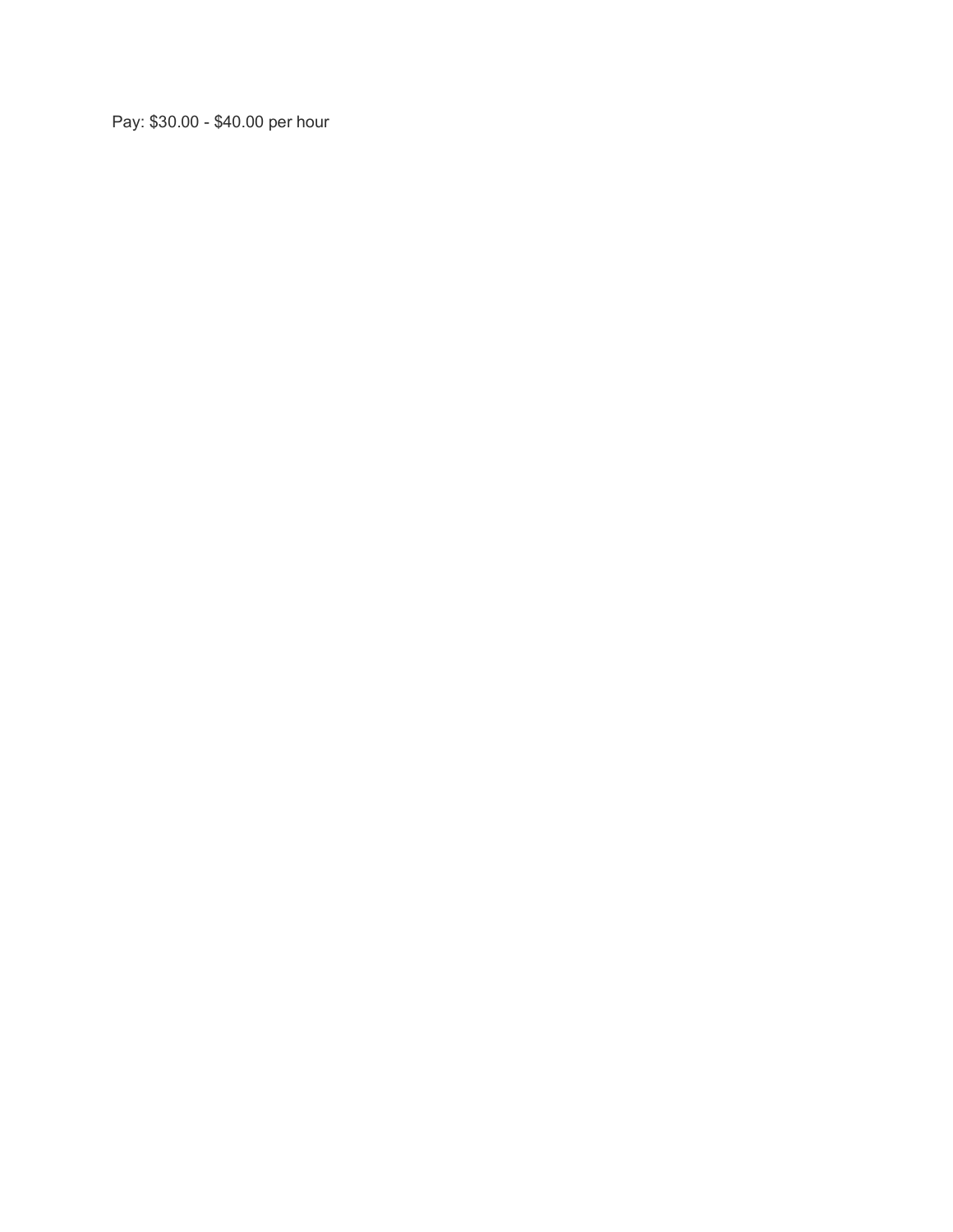Pay: $30.00 - $40.00 per hour